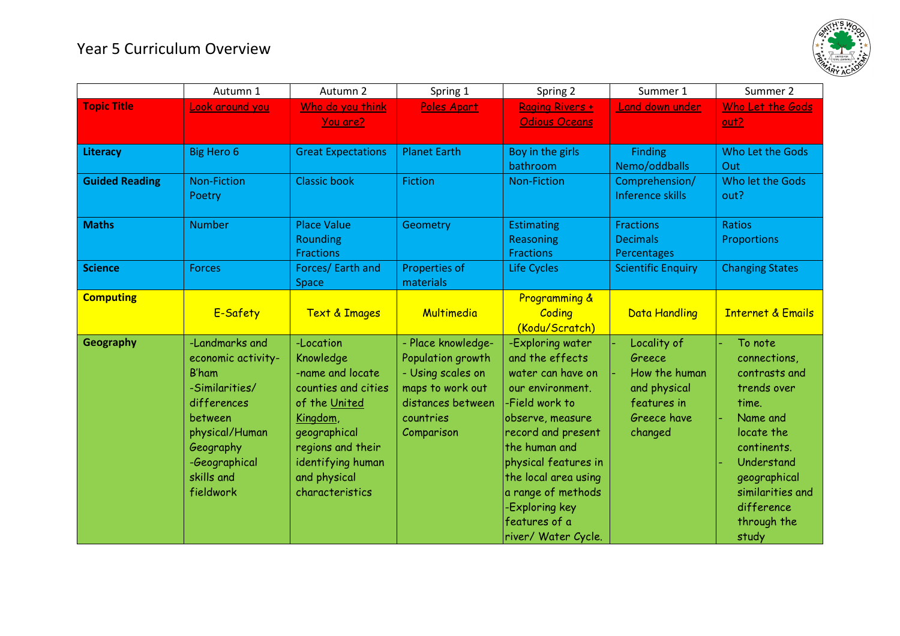# Year 5 Curriculum Overview

| | Autumn 1 | Autumn 2 | Spring 1 | Spring 2 | Summer 1 | Summer 2 |
|---|---|---|---|---|---|---|
| **Topic Title** | Look around you | Who do you think You are? | Poles Apart | Raging Rivers + Odious Oceans | Land down under | Who Let the Gods out? |
| **Literacy** | Big Hero 6 | Great Expectations | Planet Earth | Boy in the girls bathroom | Finding Nemo/oddballs | Who Let the Gods Out |
| **Guided Reading** | Non-Fiction Poetry | Classic book | Fiction | Non-Fiction | Comprehension/ Inference skills | Who let the Gods out? |
| **Maths** | Number | Place Value Rounding Fractions | Geometry | Estimating Reasoning Fractions | Fractions Decimals Percentages | Ratios Proportions |
| **Science** | Forces | Forces/ Earth and Space | Properties of materials | Life Cycles | Scientific Enquiry | Changing States |
| **Computing** | E-Safety | Text & Images | Multimedia | Programming & Coding (Kodu/Scratch) | Data Handling | Internet & Emails |
| **Geography** | -Landmarks and economic activity- B'ham<br>-Similarities/ differences between physical/Human Geography<br>-Geographical skills and fieldwork | -Location Knowledge<br>-name and locate counties and cities of the United Kingdom, geographical regions and their identifying human and physical characteristics | - Place knowledge- Population growth<br>- Using scales on maps to work out distances between countries Comparison | -Exploring water and the effects water can have on our environment.<br>-Field work to observe, measure record and present the human and physical features in the local area using a range of methods<br>-Exploring key features of a river/ Water Cycle. | - Locality of Greece<br>- How the human and physical features in Greece have changed | - To note connections, contrasts and trends over time.<br>- Name and locate the continents.<br>- Understand geographical similarities and difference through the study |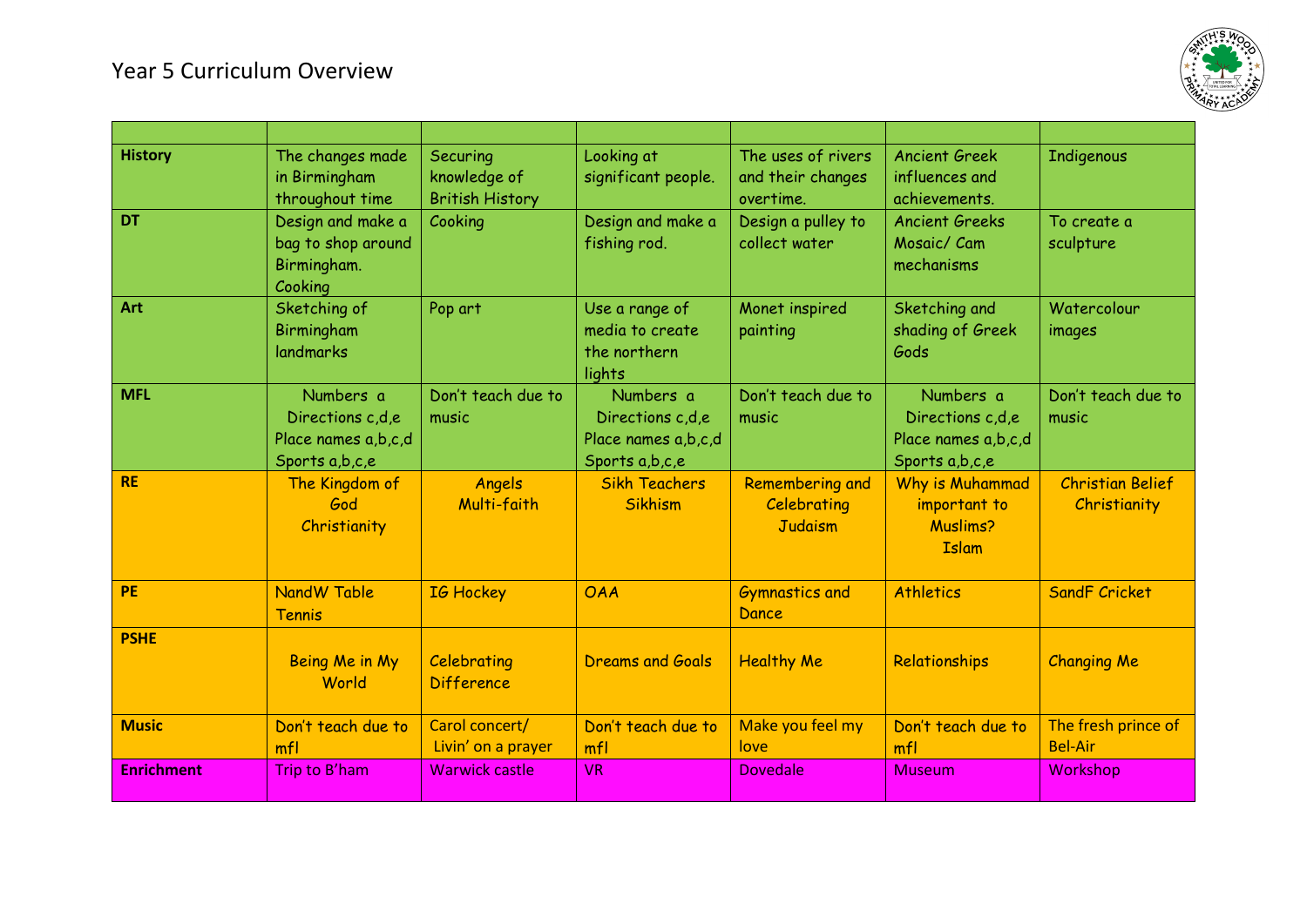# Year 5 Curriculum Overview

| | | | | | | |
|---|---|---|---|---|---|---|
| **History** | The changes made in Birmingham throughout time | Securing knowledge of British History | Looking at significant people. | The uses of rivers and their changes overtime. | Ancient Greek influences and achievements. | Indigenous |
| **DT** | Design and make a bag to shop around Birmingham. Cooking | Cooking | Design and make a fishing rod. | Design a pulley to collect water | Ancient Greeks Mosaic/ Cam mechanisms | To create a sculpture |
| **Art** | Sketching of Birmingham landmarks | Pop art | Use a range of media to create the northern lights | Monet inspired painting | Sketching and shading of Greek Gods | Watercolour images |
| **MFL** | Numbers a Directions c,d,e Place names a,b,c,d Sports a,b,c,e | Don't teach due to music | Numbers a Directions c,d,e Place names a,b,c,d Sports a,b,c,e | Don't teach due to music | Numbers a Directions c,d,e Place names a,b,c,d Sports a,b,c,e | Don't teach due to music |
| **RE** | The Kingdom of God Christianity | Angels Multi-faith | Sikh Teachers Sikhism | Remembering and Celebrating Judaism | Why is Muhammad important to Muslims? Islam | Christian Belief Christianity |
| **PE** | NandW Table Tennis | IG Hockey | OAA | Gymnastics and Dance | Athletics | SandF Cricket |
| **PSHE** | Being Me in My World | Celebrating Difference | Dreams and Goals | Healthy Me | Relationships | Changing Me |
| **Music** | Don't teach due to mfl | Carol concert/ Livin' on a prayer | Don't teach due to mfl | Make you feel my love | Don't teach due to mfl | The fresh prince of Bel-Air |
| **Enrichment** | Trip to B'ham | Warwick castle | VR | Dovedale | Museum | Workshop |